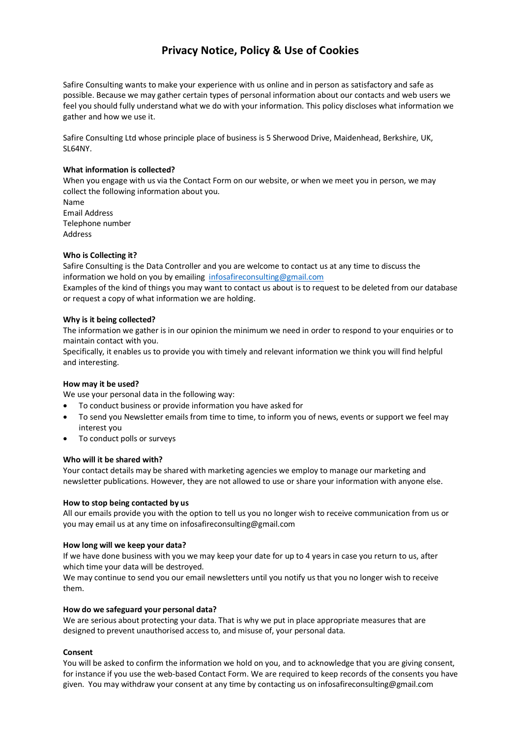# Privacy Notice, Policy & Use of Cookies

Safire Consulting wants to make your experience with us online and in person as satisfactory and safe as possible. Because we may gather certain types of personal information about our contacts and web users we feel you should fully understand what we do with your information. This policy discloses what information we gather and how we use it.

Safire Consulting Ltd whose principle place of business is 5 Sherwood Drive, Maidenhead, Berkshire, UK, SL64NY.

**What information is collected?**

When you engage with us via the Contact Form on our website, or when we meet you in person, we may collect the following information about you.
Name
Email Address
Telephone number
Address

**Who is Collecting it?**

Safire Consulting is the Data Controller and you are welcome to contact us at any time to discuss the information we hold on you by emailing [infosafireconsulting@gmail.com](mailto:infosafireconsulting@gmail.com)
Examples of the kind of things you may want to contact us about is to request to be deleted from our database or request a copy of what information we are holding.

**Why is it being collected?**

The information we gather is in our opinion the minimum we need in order to respond to your enquiries or to maintain contact with you.
Specifically, it enables us to provide you with timely and relevant information we think you will find helpful and interesting.

**How may it be used?**

We use your personal data in the following way:

- To conduct business or provide information you have asked for
- To send you Newsletter emails from time to time, to inform you of news, events or support we feel may interest you
- To conduct polls or surveys

**Who will it be shared with?**

Your contact details may be shared with marketing agencies we employ to manage our marketing and newsletter publications. However, they are not allowed to use or share your information with anyone else.

**How to stop being contacted by us**

All our emails provide you with the option to tell us you no longer wish to receive communication from us or you may email us at any time on infosafireconsulting@gmail.com

**How long will we keep your data?**

If we have done business with you we may keep your date for up to 4 years in case you return to us, after which time your data will be destroyed.
We may continue to send you our email newsletters until you notify us that you no longer wish to receive them.

**How do we safeguard your personal data?**

We are serious about protecting your data. That is why we put in place appropriate measures that are designed to prevent unauthorised access to, and misuse of, your personal data.

**Consent**

You will be asked to confirm the information we hold on you, and to acknowledge that you are giving consent, for instance if you use the web-based Contact Form. We are required to keep records of the consents you have given. You may withdraw your consent at any time by contacting us on infosafireconsulting@gmail.com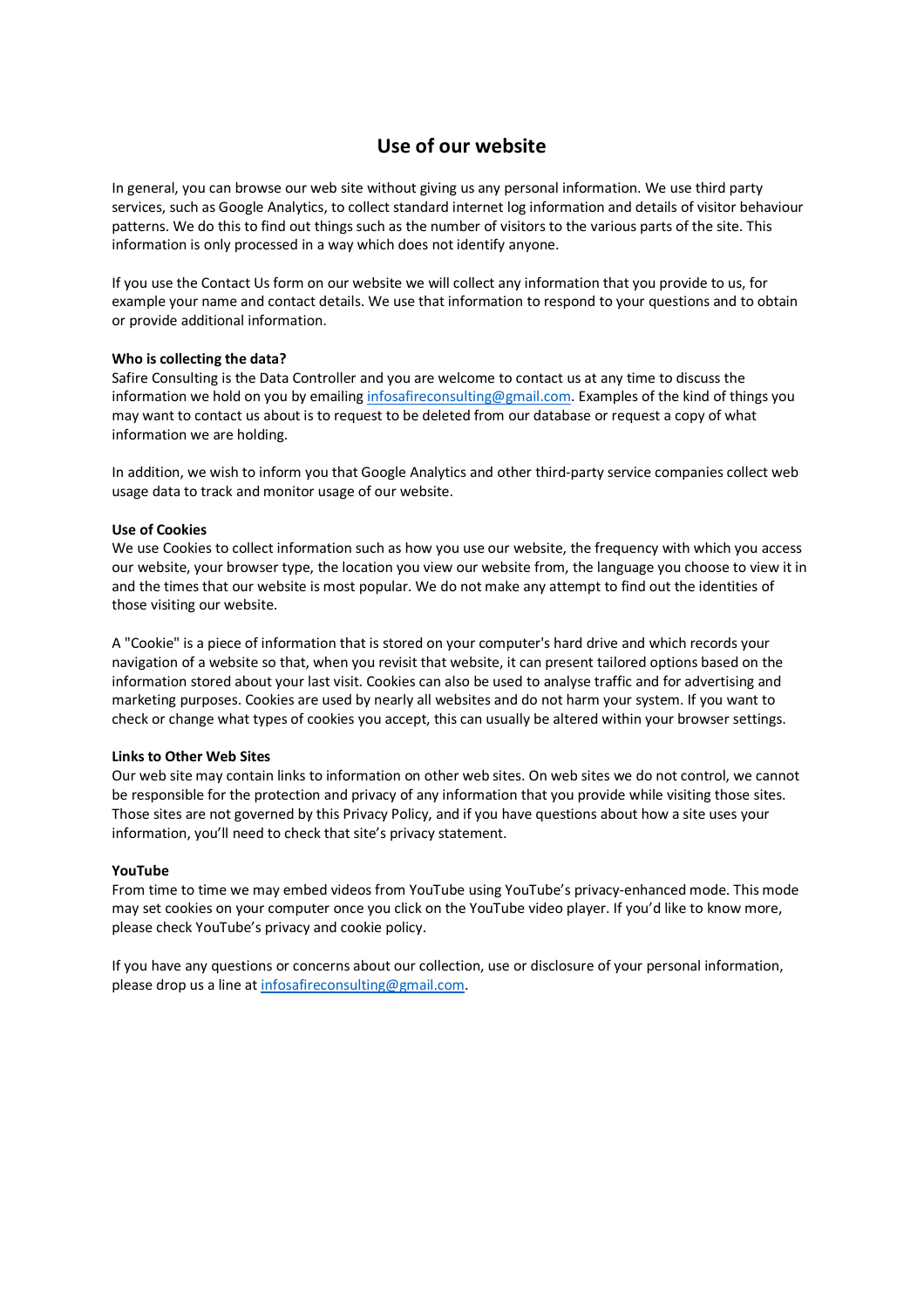# Use of our website

In general, you can browse our web site without giving us any personal information. We use third party services, such as Google Analytics, to collect standard internet log information and details of visitor behaviour patterns. We do this to find out things such as the number of visitors to the various parts of the site. This information is only processed in a way which does not identify anyone.

If you use the Contact Us form on our website we will collect any information that you provide to us, for example your name and contact details. We use that information to respond to your questions and to obtain or provide additional information.

**Who is collecting the data?**

Safire Consulting is the Data Controller and you are welcome to contact us at any time to discuss the information we hold on you by emailing infosafireconsulting@gmail.com. Examples of the kind of things you may want to contact us about is to request to be deleted from our database or request a copy of what information we are holding.

In addition, we wish to inform you that Google Analytics and other third-party service companies collect web usage data to track and monitor usage of our website.

**Use of Cookies**

We use Cookies to collect information such as how you use our website, the frequency with which you access our website, your browser type, the location you view our website from, the language you choose to view it in and the times that our website is most popular. We do not make any attempt to find out the identities of those visiting our website.

A "Cookie" is a piece of information that is stored on your computer's hard drive and which records your navigation of a website so that, when you revisit that website, it can present tailored options based on the information stored about your last visit. Cookies can also be used to analyse traffic and for advertising and marketing purposes. Cookies are used by nearly all websites and do not harm your system. If you want to check or change what types of cookies you accept, this can usually be altered within your browser settings.

**Links to Other Web Sites**

Our web site may contain links to information on other web sites. On web sites we do not control, we cannot be responsible for the protection and privacy of any information that you provide while visiting those sites. Those sites are not governed by this Privacy Policy, and if you have questions about how a site uses your information, you'll need to check that site's privacy statement.

**YouTube**

From time to time we may embed videos from YouTube using YouTube's privacy-enhanced mode. This mode may set cookies on your computer once you click on the YouTube video player. If you'd like to know more, please check YouTube's privacy and cookie policy.

If you have any questions or concerns about our collection, use or disclosure of your personal information, please drop us a line at infosafireconsulting@gmail.com.